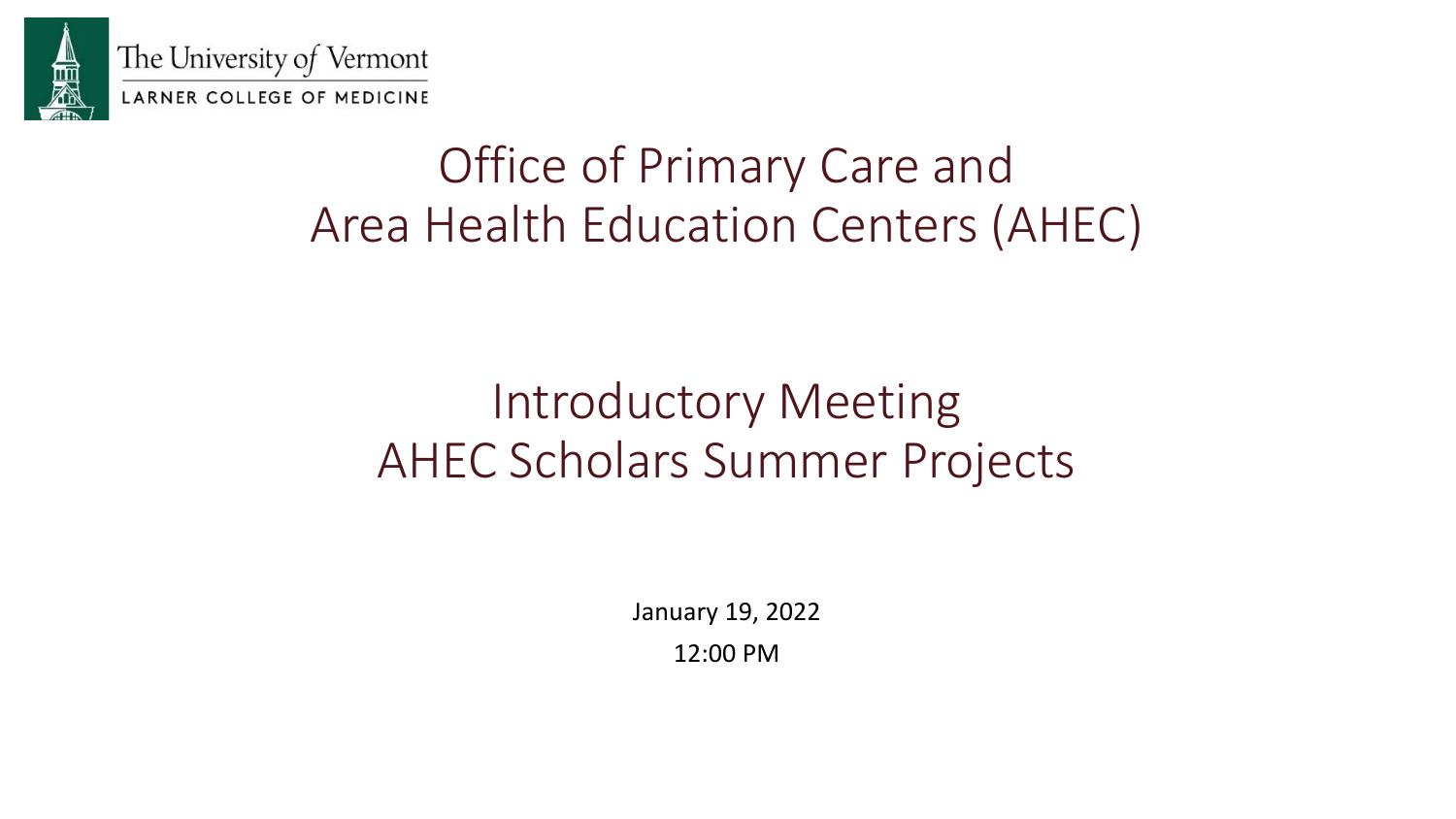The University *of* Vermont
LARNER COLLEGE OF MEDICINE

# Office of Primary Care and Area Health Education Centers (AHEC)

## Introductory Meeting AHEC Scholars Summer Projects

January 19, 2022

12:00 PM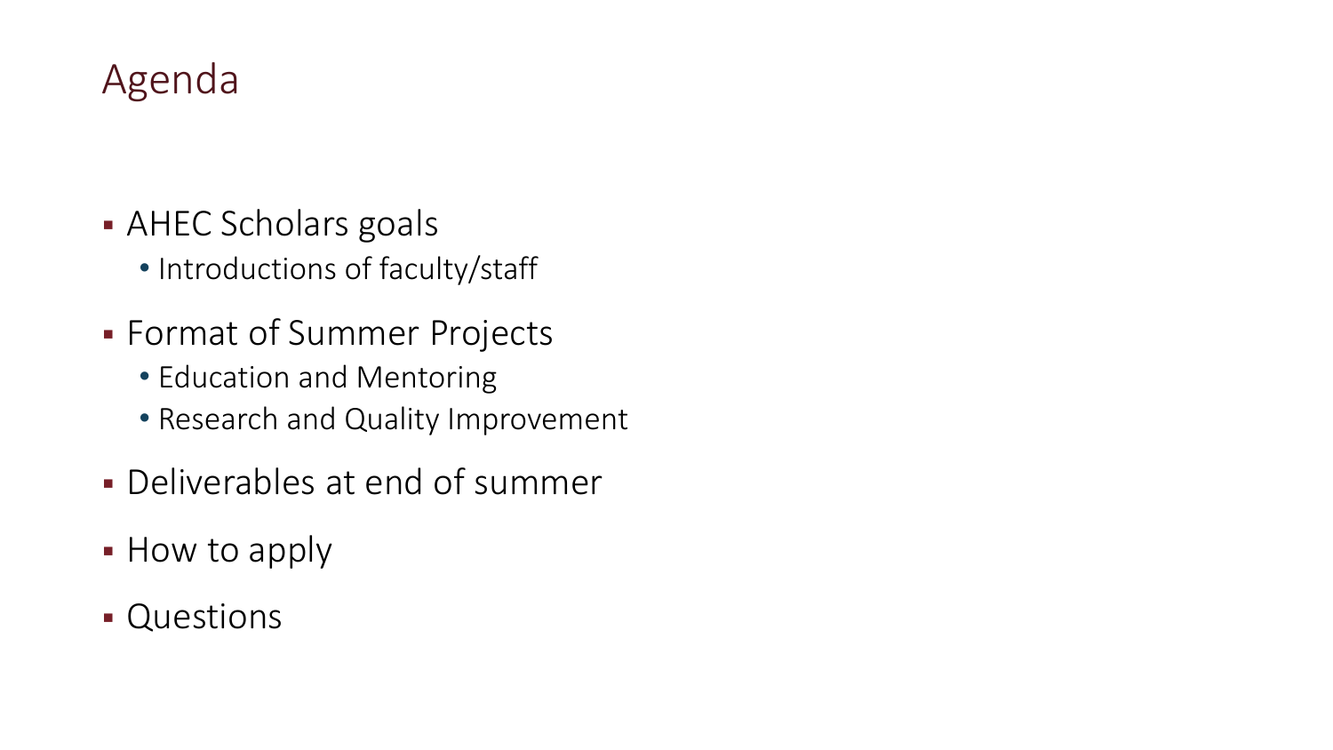# Agenda

- AHEC Scholars goals
  - Introductions of faculty/staff
- Format of Summer Projects
  - Education and Mentoring
  - Research and Quality Improvement
- Deliverables at end of summer
- How to apply
- Questions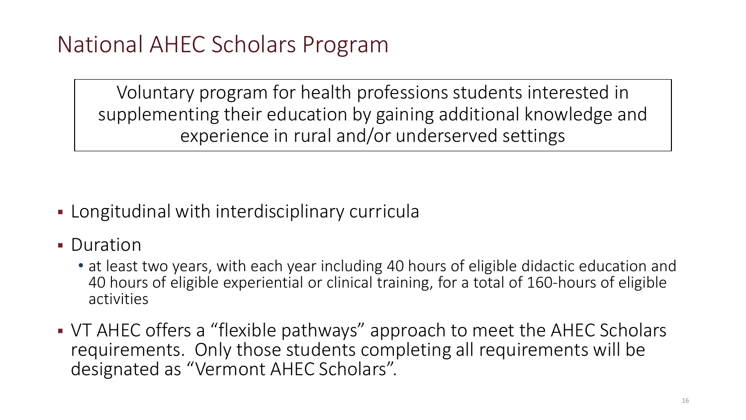# National AHEC Scholars Program

Voluntary program for health professions students interested in supplementing their education by gaining additional knowledge and experience in rural and/or underserved settings

- Longitudinal with interdisciplinary curricula
- Duration
  - at least two years, with each year including 40 hours of eligible didactic education and 40 hours of eligible experiential or clinical training, for a total of 160-hours of eligible activities
- VT AHEC offers a "flexible pathways" approach to meet the AHEC Scholars requirements. Only those students completing all requirements will be designated as "Vermont AHEC Scholars".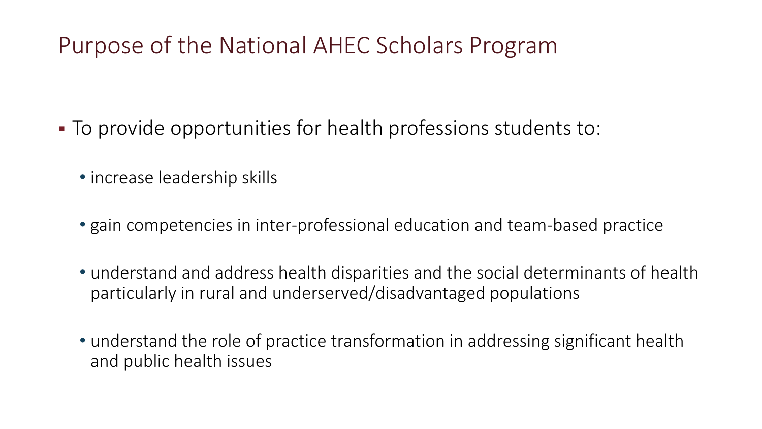# Purpose of the National AHEC Scholars Program

- To provide opportunities for health professions students to:
  - increase leadership skills
  - gain competencies in inter-professional education and team-based practice
  - understand and address health disparities and the social determinants of health particularly in rural and underserved/disadvantaged populations
  - understand the role of practice transformation in addressing significant health and public health issues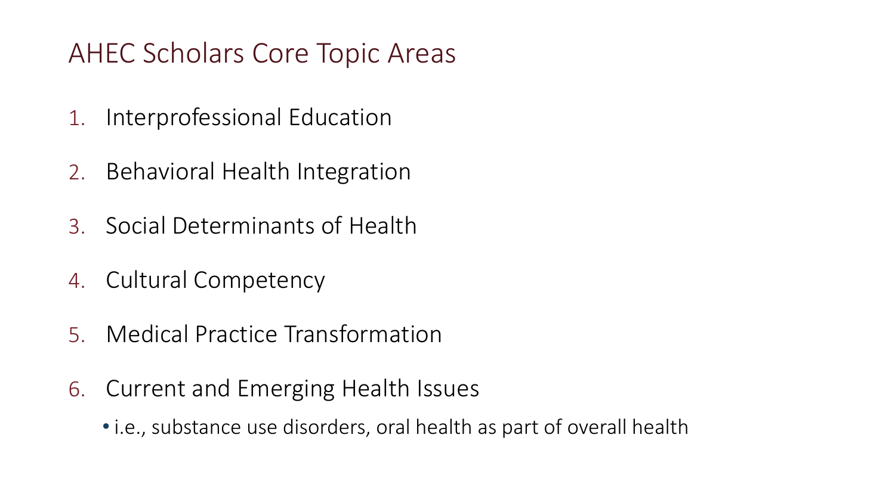# AHEC Scholars Core Topic Areas

1. Interprofessional Education
2. Behavioral Health Integration
3. Social Determinants of Health
4. Cultural Competency
5. Medical Practice Transformation
6. Current and Emerging Health Issues
   - i.e., substance use disorders, oral health as part of overall health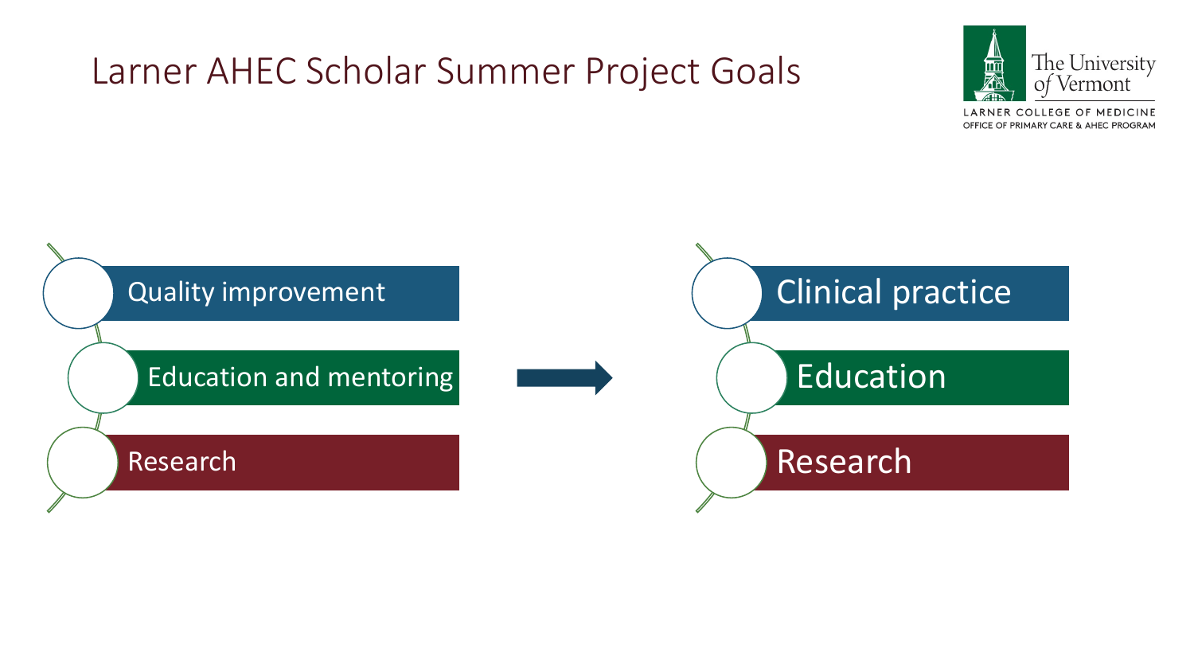# Larner AHEC Scholar Summer Project Goals

- Quality improvement
- Education and mentoring
- Research

→

- Clinical practice
- Education
- Research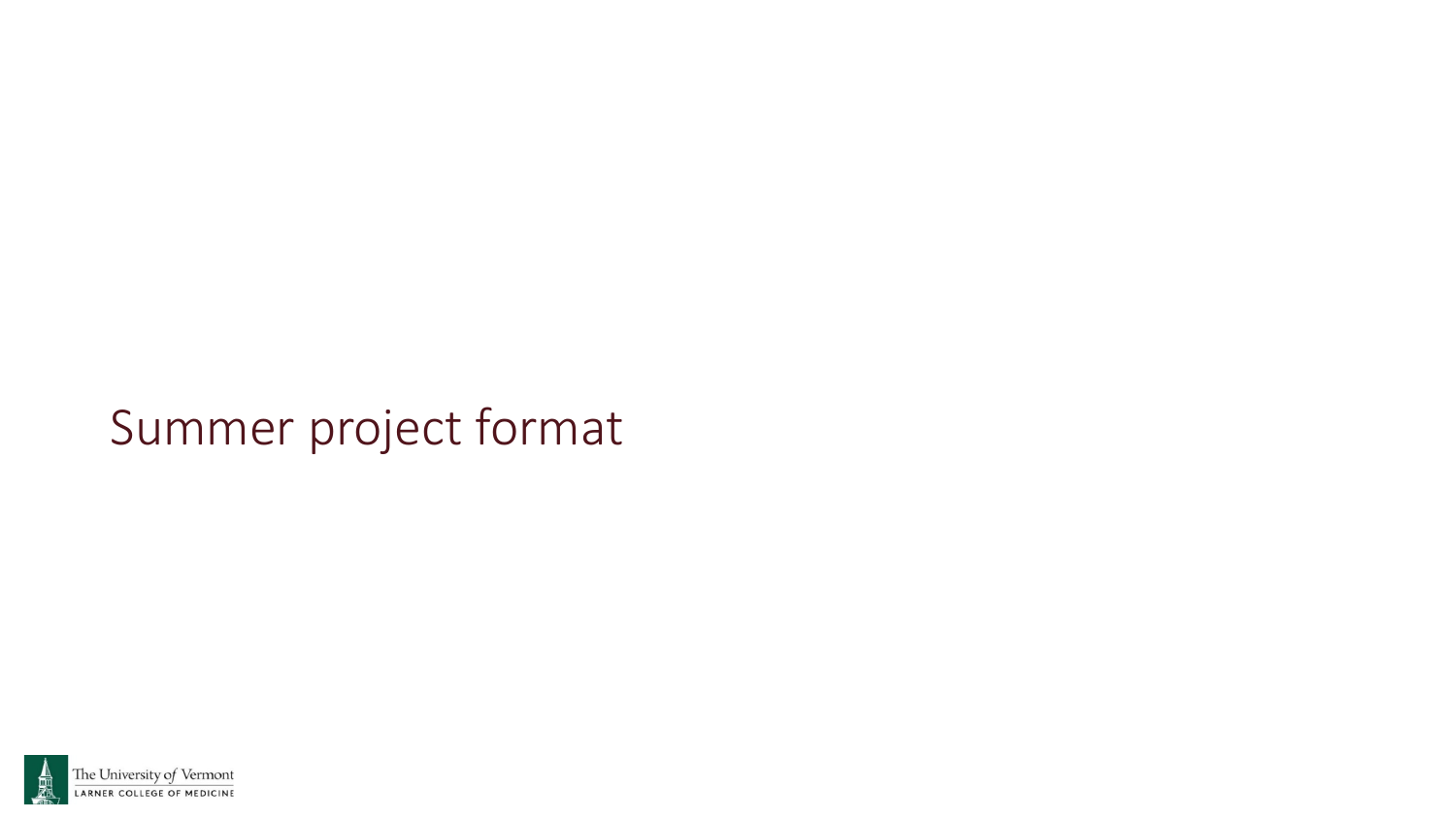# Summer project format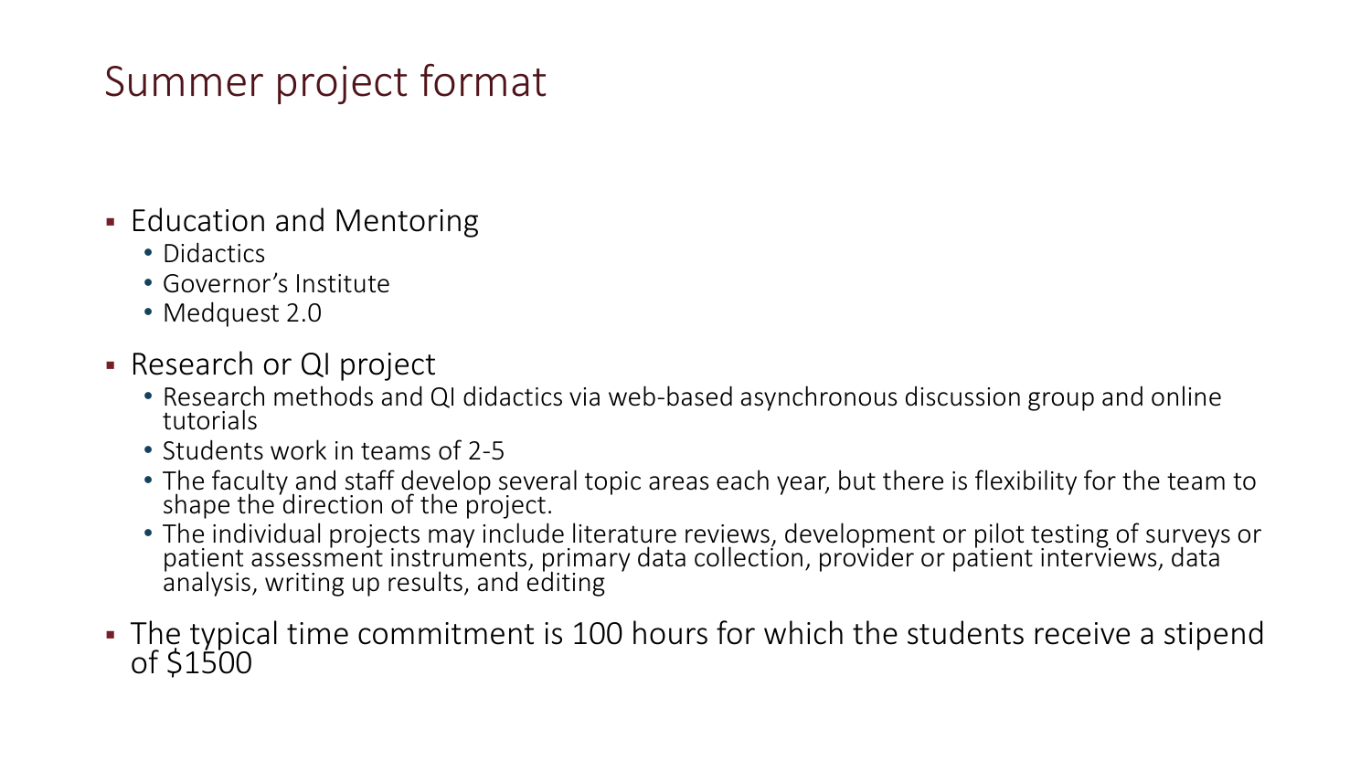# Summer project format

- Education and Mentoring
  - Didactics
  - Governor's Institute
  - Medquest 2.0
- Research or QI project
  - Research methods and QI didactics via web-based asynchronous discussion group and online tutorials
  - Students work in teams of 2-5
  - The faculty and staff develop several topic areas each year, but there is flexibility for the team to shape the direction of the project.
  - The individual projects may include literature reviews, development or pilot testing of surveys or patient assessment instruments, primary data collection, provider or patient interviews, data analysis, writing up results, and editing
- The typical time commitment is 100 hours for which the students receive a stipend of $1500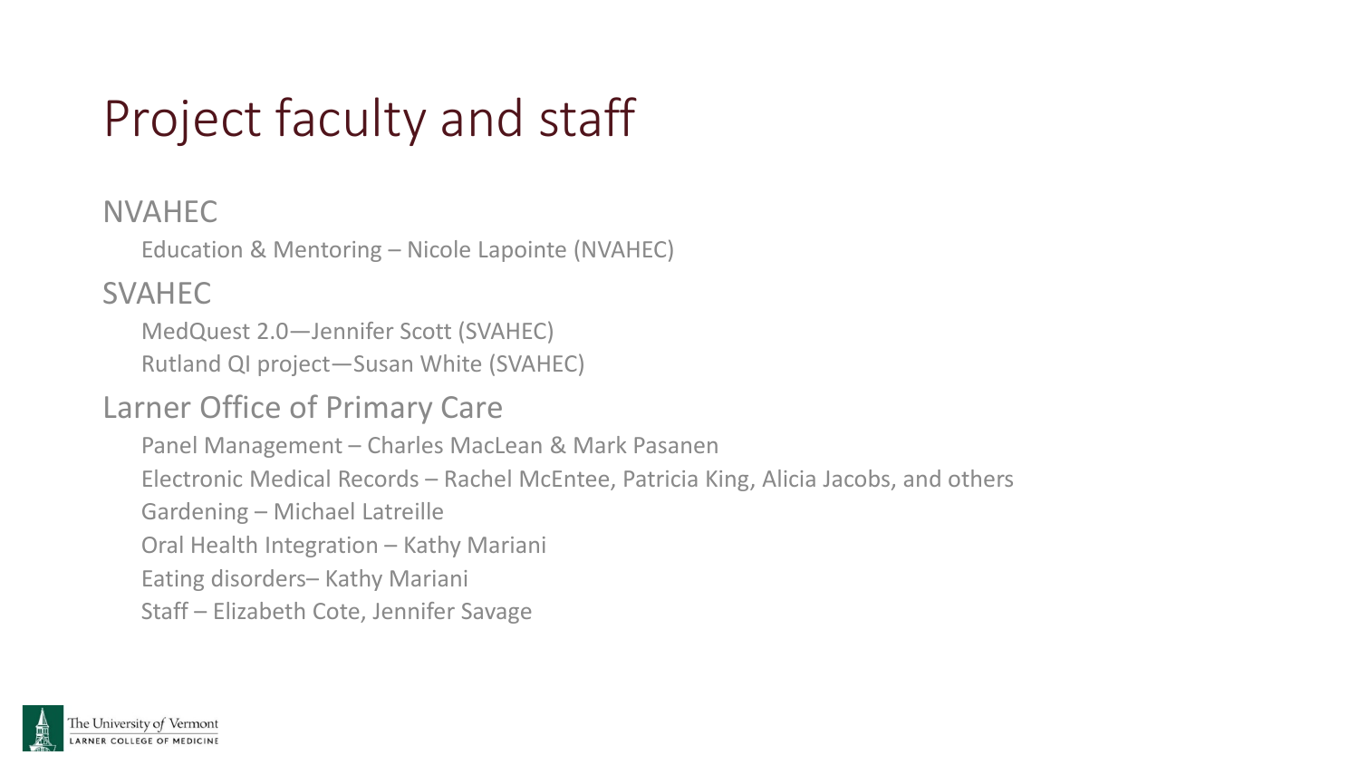# Project faculty and staff

## NVAHEC

Education & Mentoring – Nicole Lapointe (NVAHEC)

## SVAHEC

MedQuest 2.0—Jennifer Scott (SVAHEC)

Rutland QI project—Susan White (SVAHEC)

## Larner Office of Primary Care

Panel Management – Charles MacLean & Mark Pasanen

Electronic Medical Records – Rachel McEntee, Patricia King, Alicia Jacobs, and others

Gardening – Michael Latreille

Oral Health Integration – Kathy Mariani

Eating disorders– Kathy Mariani

Staff – Elizabeth Cote, Jennifer Savage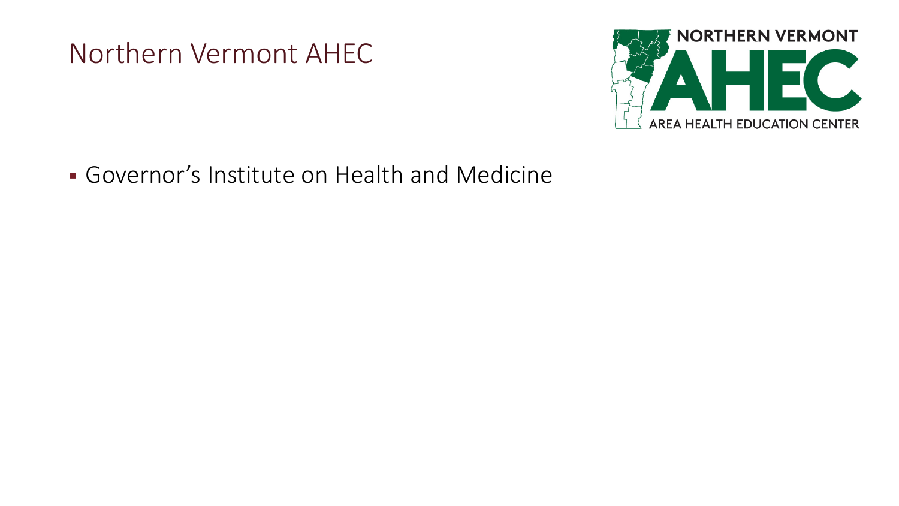# Northern Vermont AHEC

- Governor's Institute on Health and Medicine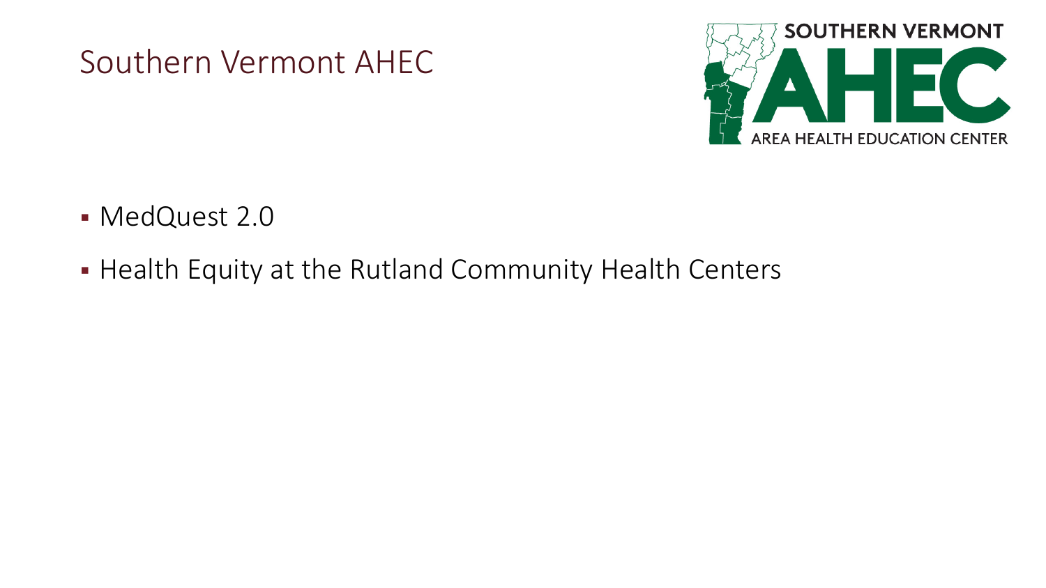# Southern Vermont AHEC

- MedQuest 2.0
- Health Equity at the Rutland Community Health Centers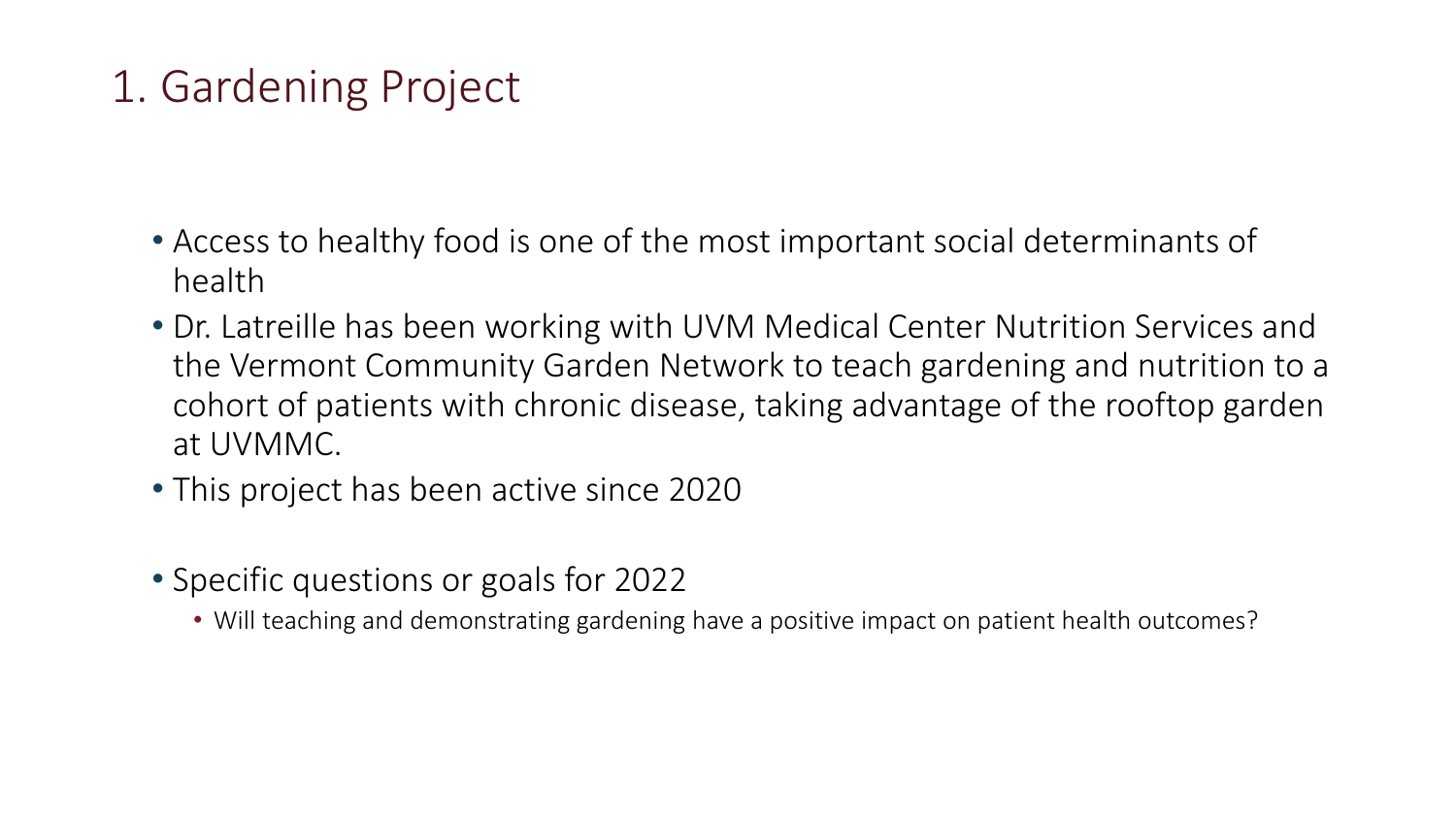# 1. Gardening Project

- Access to healthy food is one of the most important social determinants of health
- Dr. Latreille has been working with UVM Medical Center Nutrition Services and the Vermont Community Garden Network to teach gardening and nutrition to a cohort of patients with chronic disease, taking advantage of the rooftop garden at UVMMC.
- This project has been active since 2020

- Specific questions or goals for 2022
  - Will teaching and demonstrating gardening have a positive impact on patient health outcomes?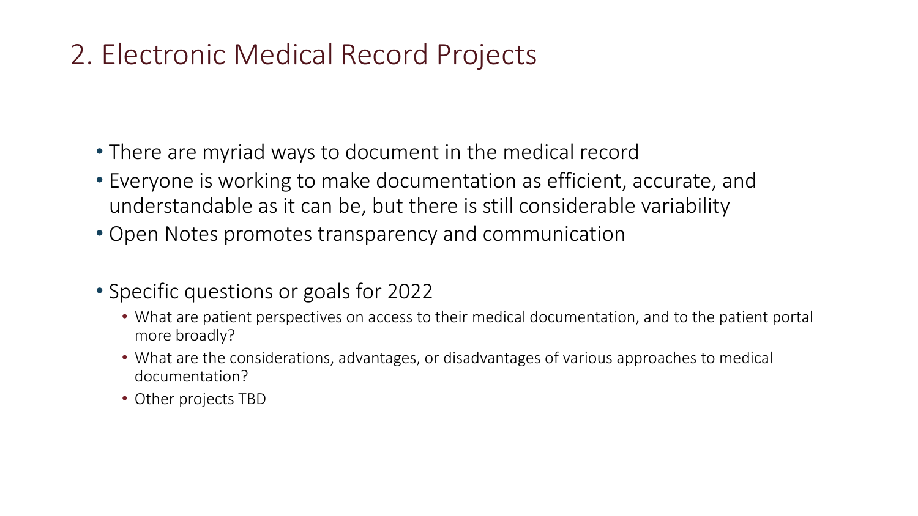# 2. Electronic Medical Record Projects

- There are myriad ways to document in the medical record
- Everyone is working to make documentation as efficient, accurate, and understandable as it can be, but there is still considerable variability
- Open Notes promotes transparency and communication

- Specific questions or goals for 2022
  - What are patient perspectives on access to their medical documentation, and to the patient portal more broadly?
  - What are the considerations, advantages, or disadvantages of various approaches to medical documentation?
  - Other projects TBD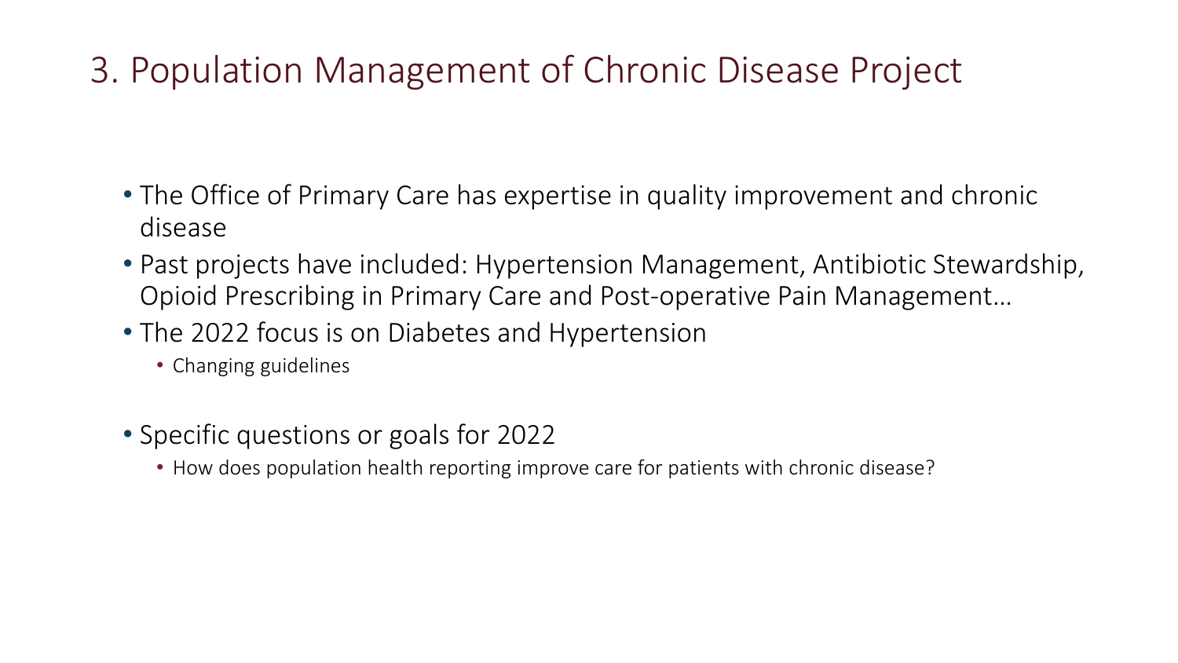# 3. Population Management of Chronic Disease Project

- The Office of Primary Care has expertise in quality improvement and chronic disease
- Past projects have included: Hypertension Management, Antibiotic Stewardship, Opioid Prescribing in Primary Care and Post-operative Pain Management…
- The 2022 focus is on Diabetes and Hypertension
  - Changing guidelines
- Specific questions or goals for 2022
  - How does population health reporting improve care for patients with chronic disease?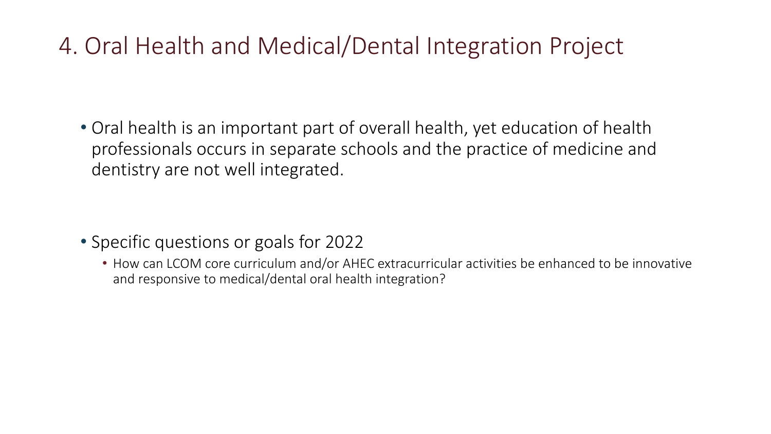# 4. Oral Health and Medical/Dental Integration Project

- Oral health is an important part of overall health, yet education of health professionals occurs in separate schools and the practice of medicine and dentistry are not well integrated.

- Specific questions or goals for 2022
  - How can LCOM core curriculum and/or AHEC extracurricular activities be enhanced to be innovative and responsive to medical/dental oral health integration?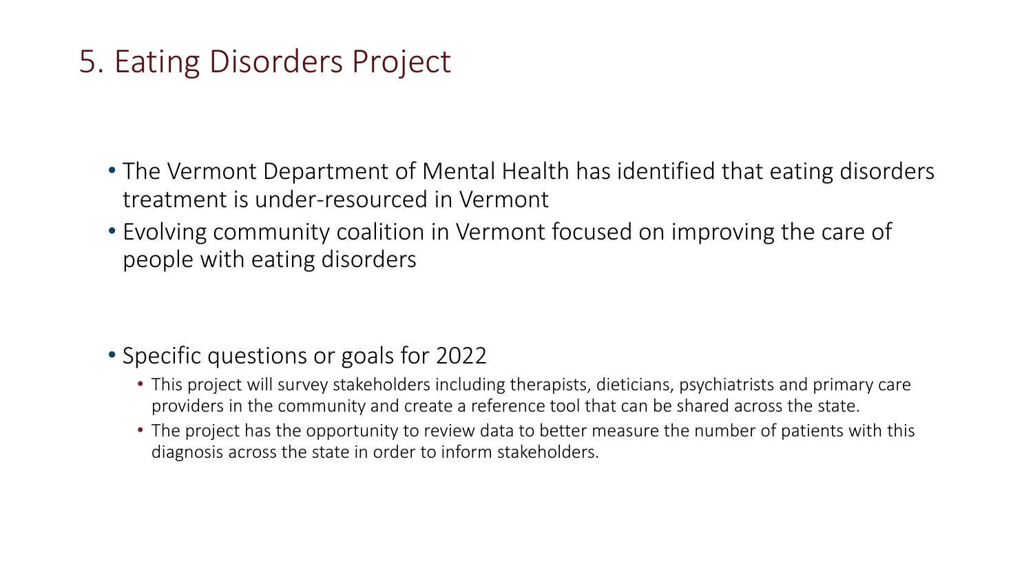# 5. Eating Disorders Project

- The Vermont Department of Mental Health has identified that eating disorders treatment is under-resourced in Vermont
- Evolving community coalition in Vermont focused on improving the care of people with eating disorders

- Specific questions or goals for 2022
  - This project will survey stakeholders including therapists, dieticians, psychiatrists and primary care providers in the community and create a reference tool that can be shared across the state.
  - The project has the opportunity to review data to better measure the number of patients with this diagnosis across the state in order to inform stakeholders.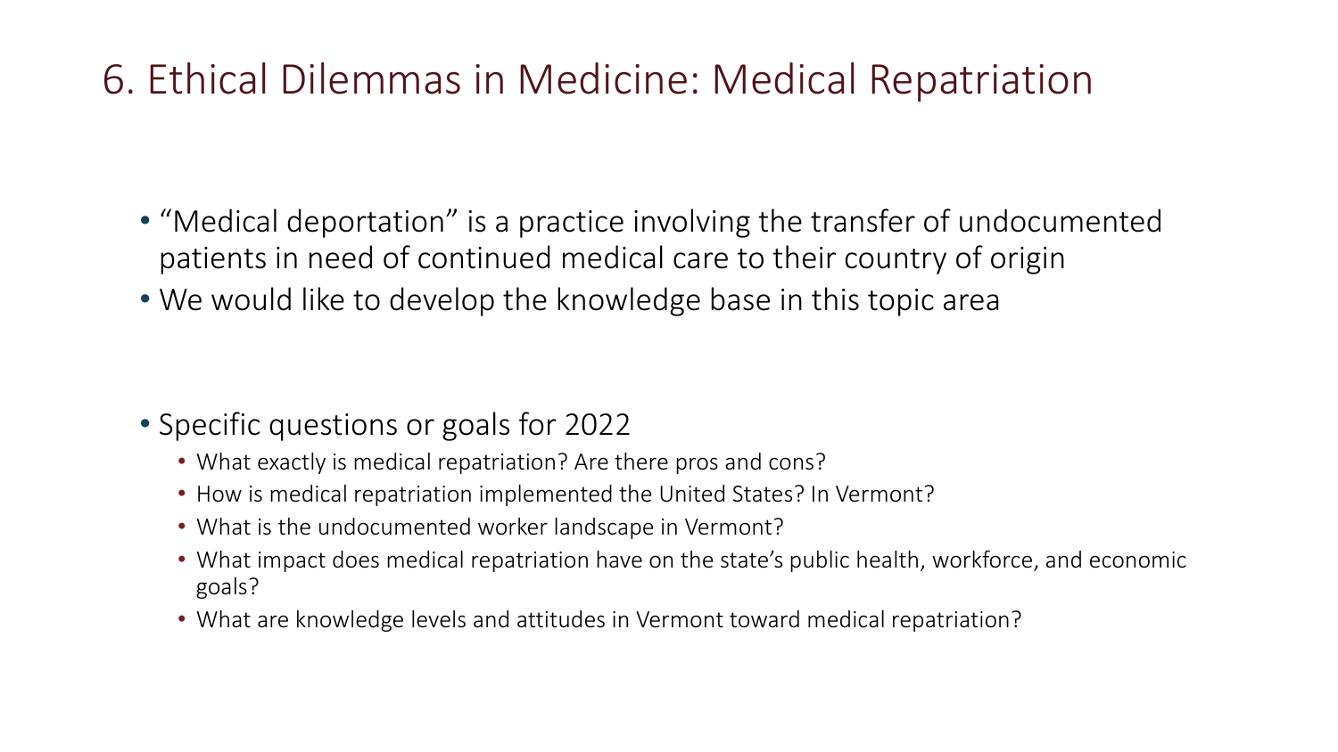# 6. Ethical Dilemmas in Medicine: Medical Repatriation

- "Medical deportation" is a practice involving the transfer of undocumented patients in need of continued medical care to their country of origin
- We would like to develop the knowledge base in this topic area

- Specific questions or goals for 2022
  - What exactly is medical repatriation? Are there pros and cons?
  - How is medical repatriation implemented the United States? In Vermont?
  - What is the undocumented worker landscape in Vermont?
  - What impact does medical repatriation have on the state's public health, workforce, and economic goals?
  - What are knowledge levels and attitudes in Vermont toward medical repatriation?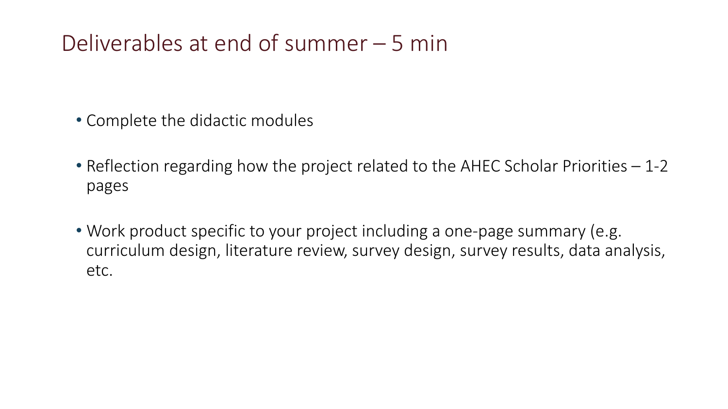# Deliverables at end of summer – 5 min

- Complete the didactic modules
- Reflection regarding how the project related to the AHEC Scholar Priorities – 1-2 pages
- Work product specific to your project including a one-page summary (e.g. curriculum design, literature review, survey design, survey results, data analysis, etc.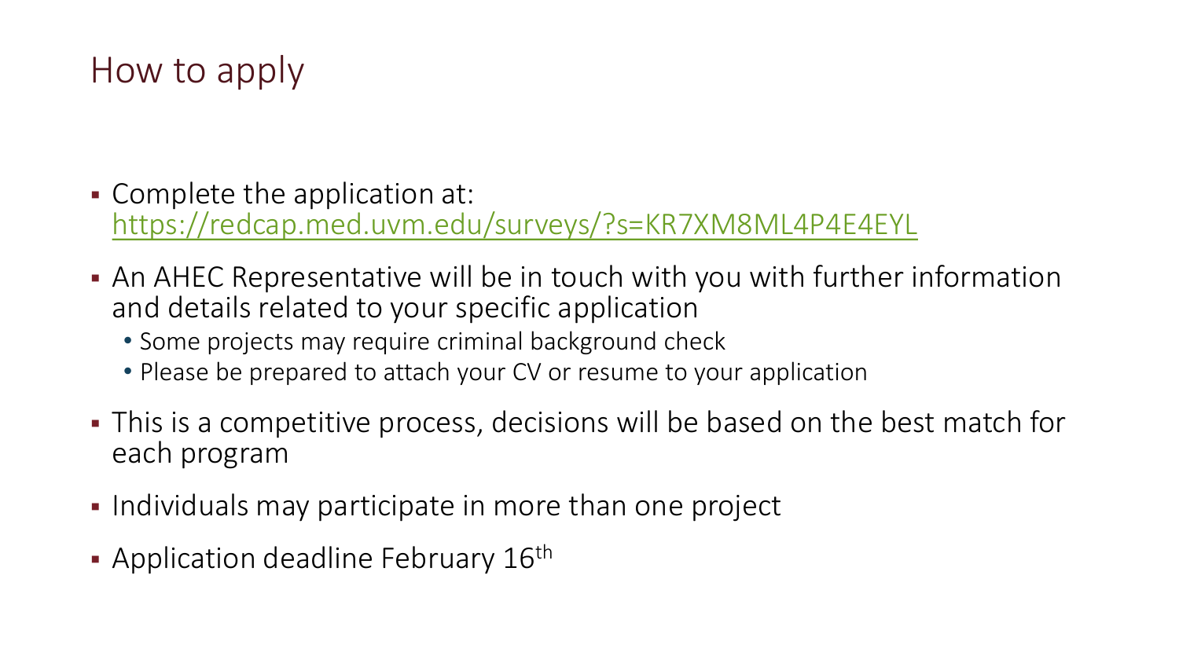# How to apply

- Complete the application at: https://redcap.med.uvm.edu/surveys/?s=KR7XM8ML4P4E4EYL
- An AHEC Representative will be in touch with you with further information and details related to your specific application
  - Some projects may require criminal background check
  - Please be prepared to attach your CV or resume to your application
- This is a competitive process, decisions will be based on the best match for each program
- Individuals may participate in more than one project
- Application deadline February 16th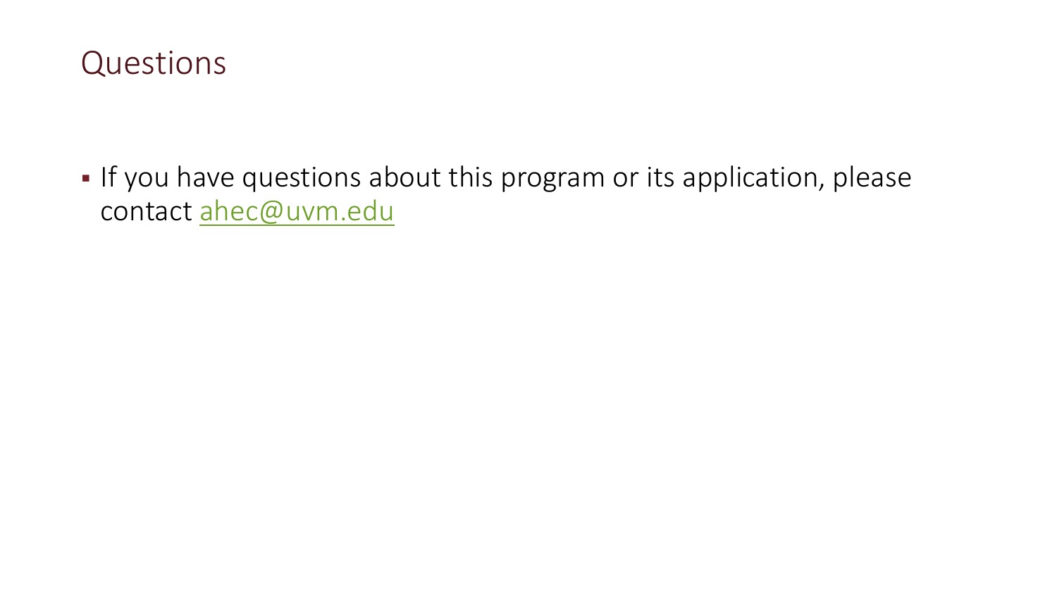# Questions

- If you have questions about this program or its application, please contact [ahec@uvm.edu](mailto:ahec@uvm.edu)